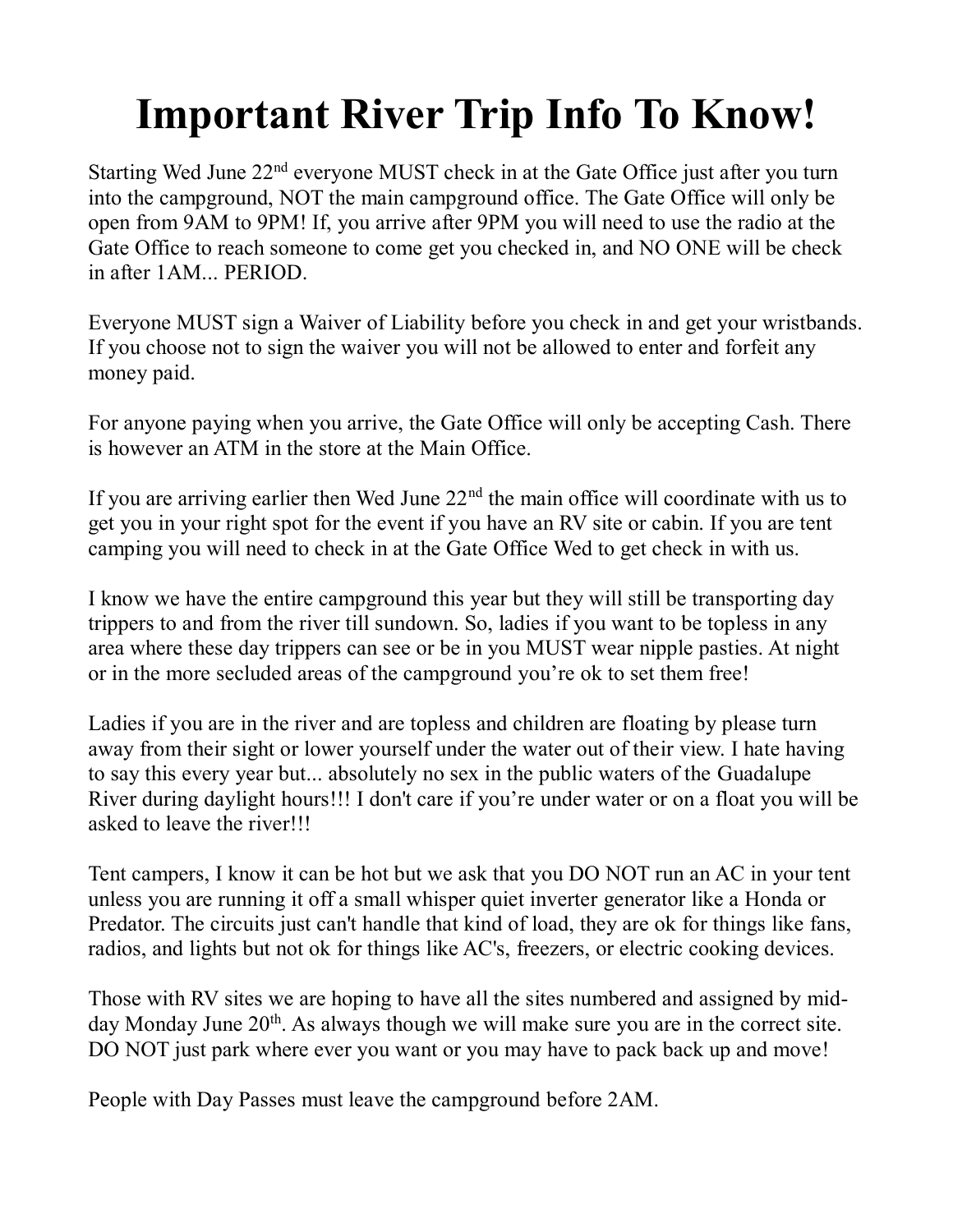# Important River Trip Info To Know!

Starting Wed June 22nd everyone MUST check in at the Gate Office just after you turn into the campground, NOT the main campground office. The Gate Office will only be open from 9AM to 9PM! If, you arrive after 9PM you will need to use the radio at the Gate Office to reach someone to come get you checked in, and NO ONE will be check in after 1AM... PERIOD.

Everyone MUST sign a Waiver of Liability before you check in and get your wristbands. If you choose not to sign the waiver you will not be allowed to enter and forfeit any money paid.

For anyone paying when you arrive, the Gate Office will only be accepting Cash. There is however an ATM in the store at the Main Office.

If you are arriving earlier then Wed June 22nd the main office will coordinate with us to get you in your right spot for the event if you have an RV site or cabin. If you are tent camping you will need to check in at the Gate Office Wed to get check in with us.

I know we have the entire campground this year but they will still be transporting day trippers to and from the river till sundown. So, ladies if you want to be topless in any area where these day trippers can see or be in you MUST wear nipple pasties. At night or in the more secluded areas of the campground you're ok to set them free!

Ladies if you are in the river and are topless and children are floating by please turn away from their sight or lower yourself under the water out of their view. I hate having to say this every year but... absolutely no sex in the public waters of the Guadalupe River during daylight hours!!! I don't care if you're under water or on a float you will be asked to leave the river!!!

Tent campers, I know it can be hot but we ask that you DO NOT run an AC in your tent unless you are running it off a small whisper quiet inverter generator like a Honda or Predator. The circuits just can't handle that kind of load, they are ok for things like fans, radios, and lights but not ok for things like AC's, freezers, or electric cooking devices.

Those with RV sites we are hoping to have all the sites numbered and assigned by mid-day Monday June 20th. As always though we will make sure you are in the correct site. DO NOT just park where ever you want or you may have to pack back up and move!

People with Day Passes must leave the campground before 2AM.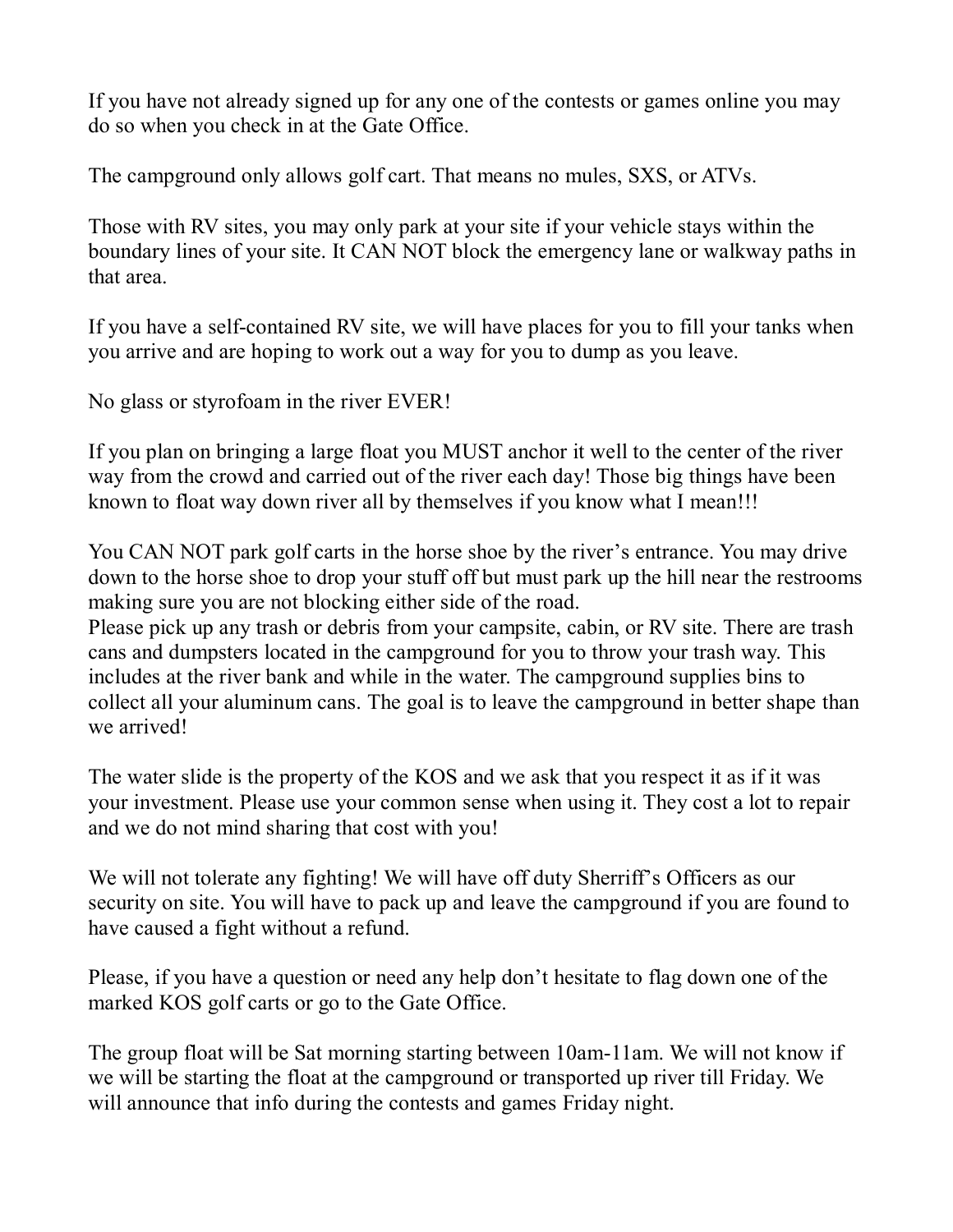If you have not already signed up for any one of the contests or games online you may do so when you check in at the Gate Office.

The campground only allows golf cart. That means no mules, SXS, or ATVs.

Those with RV sites, you may only park at your site if your vehicle stays within the boundary lines of your site. It CAN NOT block the emergency lane or walkway paths in that area.

If you have a self-contained RV site, we will have places for you to fill your tanks when you arrive and are hoping to work out a way for you to dump as you leave.

No glass or styrofoam in the river EVER!

If you plan on bringing a large float you MUST anchor it well to the center of the river way from the crowd and carried out of the river each day! Those big things have been known to float way down river all by themselves if you know what I mean!!!

You CAN NOT park golf carts in the horse shoe by the river's entrance. You may drive down to the horse shoe to drop your stuff off but must park up the hill near the restrooms making sure you are not blocking either side of the road.
Please pick up any trash or debris from your campsite, cabin, or RV site. There are trash cans and dumpsters located in the campground for you to throw your trash way. This includes at the river bank and while in the water. The campground supplies bins to collect all your aluminum cans. The goal is to leave the campground in better shape than we arrived!

The water slide is the property of the KOS and we ask that you respect it as if it was your investment. Please use your common sense when using it. They cost a lot to repair and we do not mind sharing that cost with you!

We will not tolerate any fighting! We will have off duty Sherriff's Officers as our security on site. You will have to pack up and leave the campground if you are found to have caused a fight without a refund.

Please, if you have a question or need any help don't hesitate to flag down one of the marked KOS golf carts or go to the Gate Office.

The group float will be Sat morning starting between 10am-11am. We will not know if we will be starting the float at the campground or transported up river till Friday. We will announce that info during the contests and games Friday night.